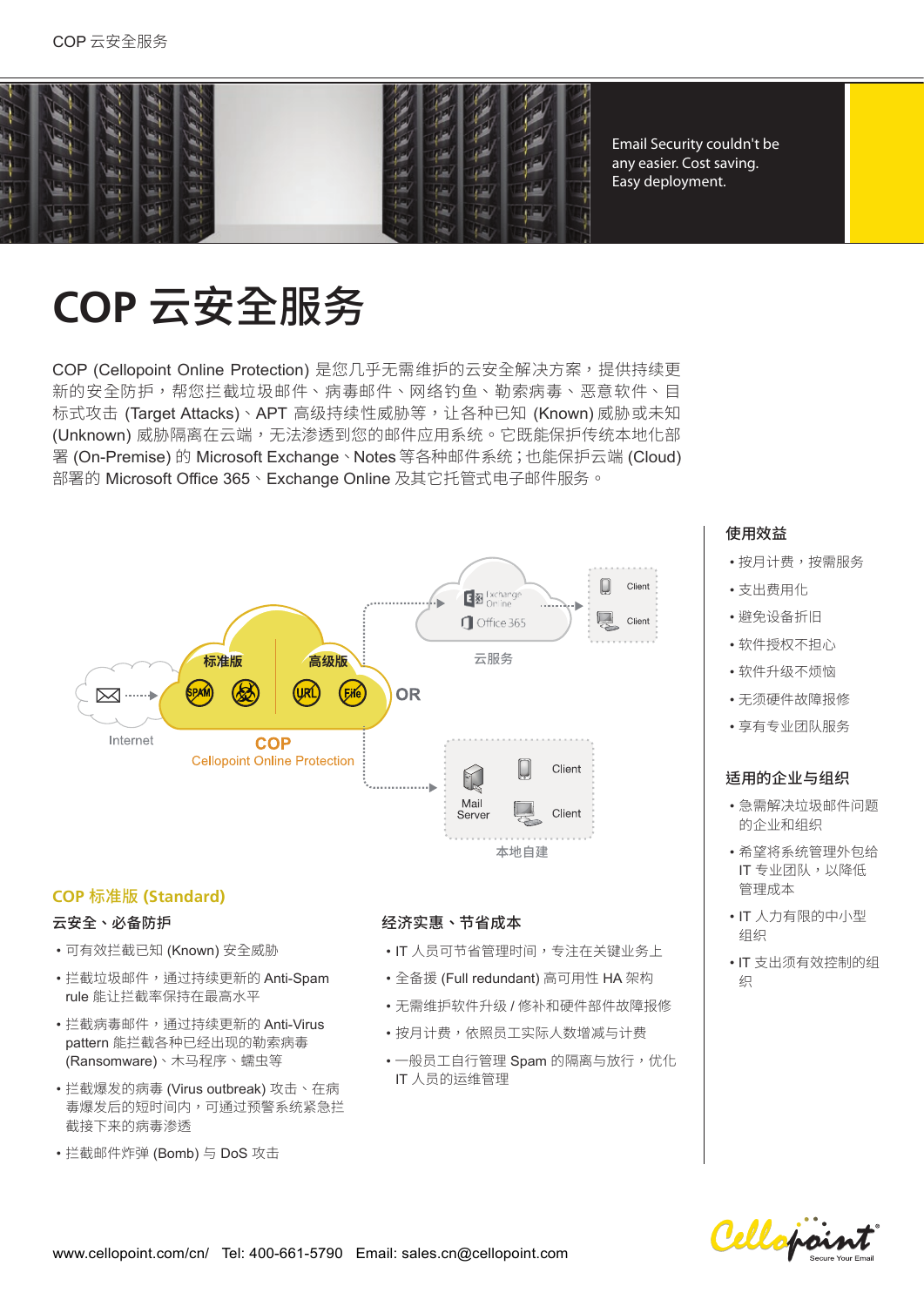Email Security couldn't be any easier. Cost saving. Easy deployment.

# COP 云安全服务

COP (Cellopoint Online Protection) 是您几乎无需维护的云安全解决方案，提供持续更新的安全防护，帮您拦截垃圾邮件、病毒邮件、网络钓鱼、勒索病毒、恶意软件、目标式攻击 (Target Attacks)、APT 高级持续性威胁等，让各种已知 (Known) 威胁或未知 (Unknown) 威胁隔离在云端，无法渗透到您的邮件应用系统。它既能保护传统本地化部署 (On-Premise) 的 Microsoft Exchange、Notes 等各种邮件系统；也能保护云端 (Cloud) 部署的 Microsoft Office 365、Exchange Online 及其它托管式电子邮件服务。

Internet

标准版

SPAM

高级版

URL

File

COP

Cellopoint Online Protection

OR

Exchange Online

Office 365

云服务

Client

Client

Mail Server

Client

Client

本地自建

## COP 标准版 (Standard)

### 云安全、必备防护

- 可有效拦截已知 (Known) 安全威胁
- 拦截垃圾邮件，通过持续更新的 Anti-Spam rule 能让拦截率保持在最高水平
- 拦截病毒邮件，通过持续更新的 Anti-Virus pattern 能拦截各种已经出现的勒索病毒 (Ransomware)、木马程序、蠕虫等
- 拦截爆发的病毒 (Virus outbreak) 攻击、在病毒爆发后的短时间内，可通过预警系统紧急拦截接下来的病毒渗透
- 拦截邮件炸弹 (Bomb) 与 DoS 攻击

### 经济实惠、节省成本

- IT 人员可节省管理时间，专注在关键业务上
- 全备援 (Full redundant) 高可用性 HA 架构
- 无需维护软件升级 / 修补和硬件部件故障报修
- 按月计费，依照员工实际人数增减与计费
- 一般员工自行管理 Spam 的隔离与放行，优化 IT 人员的运维管理

### 使用效益

- 按月计费，按需服务
- 支出费用化
- 避免设备折旧
- 软件授权不担心
- 软件升级不烦恼
- 无须硬件故障报修
- 享有专业团队服务

### 适用的企业与组织

- 急需解决垃圾邮件问题的企业和组织
- 希望将系统管理外包给 IT 专业团队，以降低管理成本
- IT 人力有限的中小型组织
- IT 支出须有效控制的组织

www.cellopoint.com/cn/ Tel: 400-661-5790 Email: sales.cn@cellopoint.com

Cellopoint Secure Your Email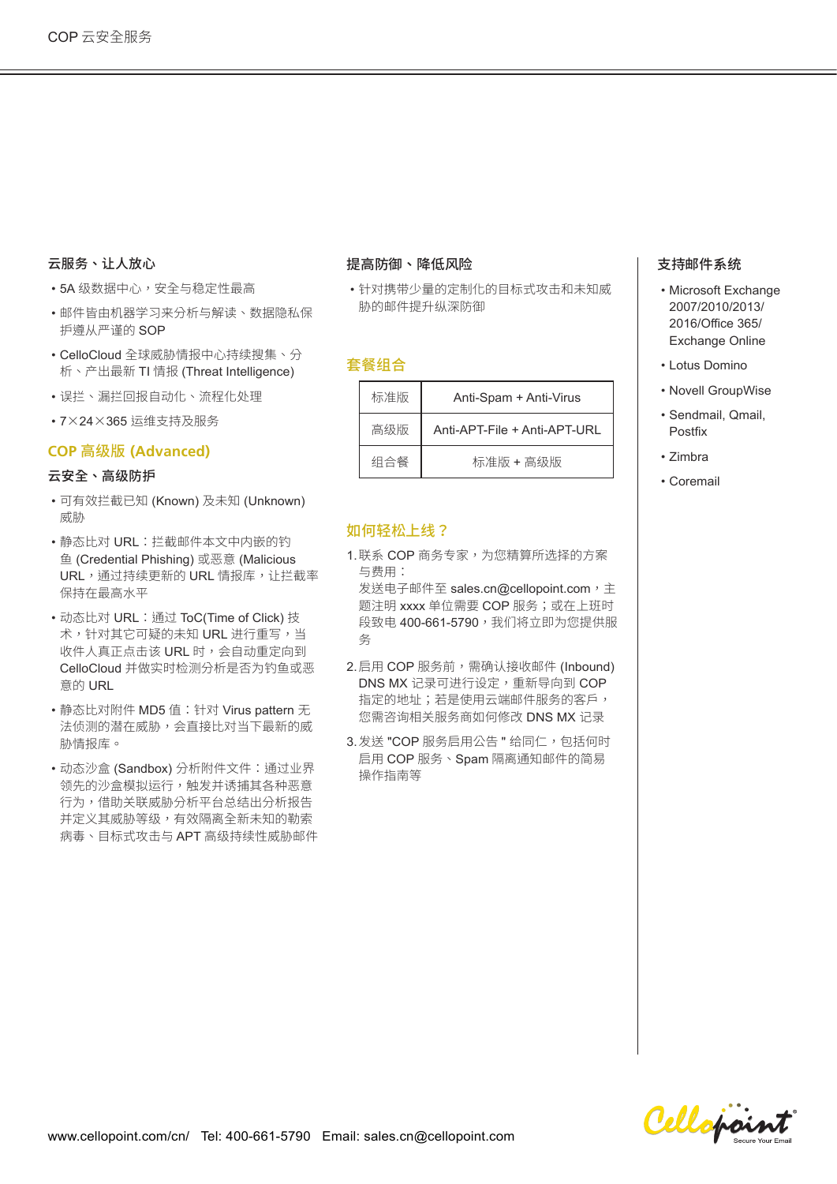## 云服务、让人放心

- 5A 级数据中心，安全与稳定性最高
- 邮件皆由机器学习来分析与解读、数据隐私保护遵从严谨的 SOP
- CelloCloud 全球威胁情报中心持续搜集、分析、产出最新 TI 情报 (Threat Intelligence)
- 误拦、漏拦回报自动化、流程化处理
- 7×24×365 运维支持及服务

## COP 高级版 (Advanced)

### 云安全、高级防护

- 可有效拦截已知 (Known) 及未知 (Unknown) 威胁
- 静态比对 URL：拦截邮件本文中内嵌的钓鱼 (Credential Phishing) 或恶意 (Malicious URL，通过持续更新的 URL 情报库，让拦截率保持在最高水平
- 动态比对 URL：通过 ToC(Time of Click) 技术，针对其它可疑的未知 URL 进行重写，当收件人真正点击该 URL 时，会自动重定向到 CelloCloud 并做实时检测分析是否为钓鱼或恶意的 URL
- 静态比对附件 MD5 值：针对 Virus pattern 无法侦测的潜在威胁，会直接比对当下最新的威胁情报库。
- 动态沙盒 (Sandbox) 分析附件文件：通过业界领先的沙盒模拟运行，触发并诱捕其各种恶意行为，借助关联威胁分析平台总结出分析报告并定义其威胁等级，有效隔离全新未知的勒索病毒、目标式攻击与 APT 高级持续性威胁邮件

## 提高防御、降低风险

- 针对携带少量的定制化的目标式攻击和未知威胁的邮件提升纵深防御

## 套餐组合

| | |
|---|---|
| 标准版 | Anti-Spam + Anti-Virus |
| 高级版 | Anti-APT-File + Anti-APT-URL |
| 组合餐 | 标准版 + 高级版 |

## 如何轻松上线？

1. 联系 COP 商务专家，为您精算所选择的方案与费用：
   发送电子邮件至 sales.cn@cellopoint.com，主题注明 xxxx 单位需要 COP 服务；或在上班时段致电 400-661-5790，我们将立即为您提供服务
2. 启用 COP 服务前，需确认接收邮件 (Inbound) DNS MX 记录可进行设定，重新导向到 COP 指定的地址；若是使用云端邮件服务的客戶，您需咨询相关服务商如何修改 DNS MX 记录
3. 发送 "COP 服务启用公告 " 给同仁，包括何时启用 COP 服务、Spam 隔离通知邮件的简易操作指南等

## 支持邮件系统

- Microsoft Exchange 2007/2010/2013/2016/Office 365/Exchange Online
- Lotus Domino
- Novell GroupWise
- Sendmail, Qmail, Postfix
- Zimbra
- Coremail

www.cellopoint.com/cn/ Tel: 400-661-5790 Email: sales.cn@cellopoint.com

Cellopoint Secure Your Email